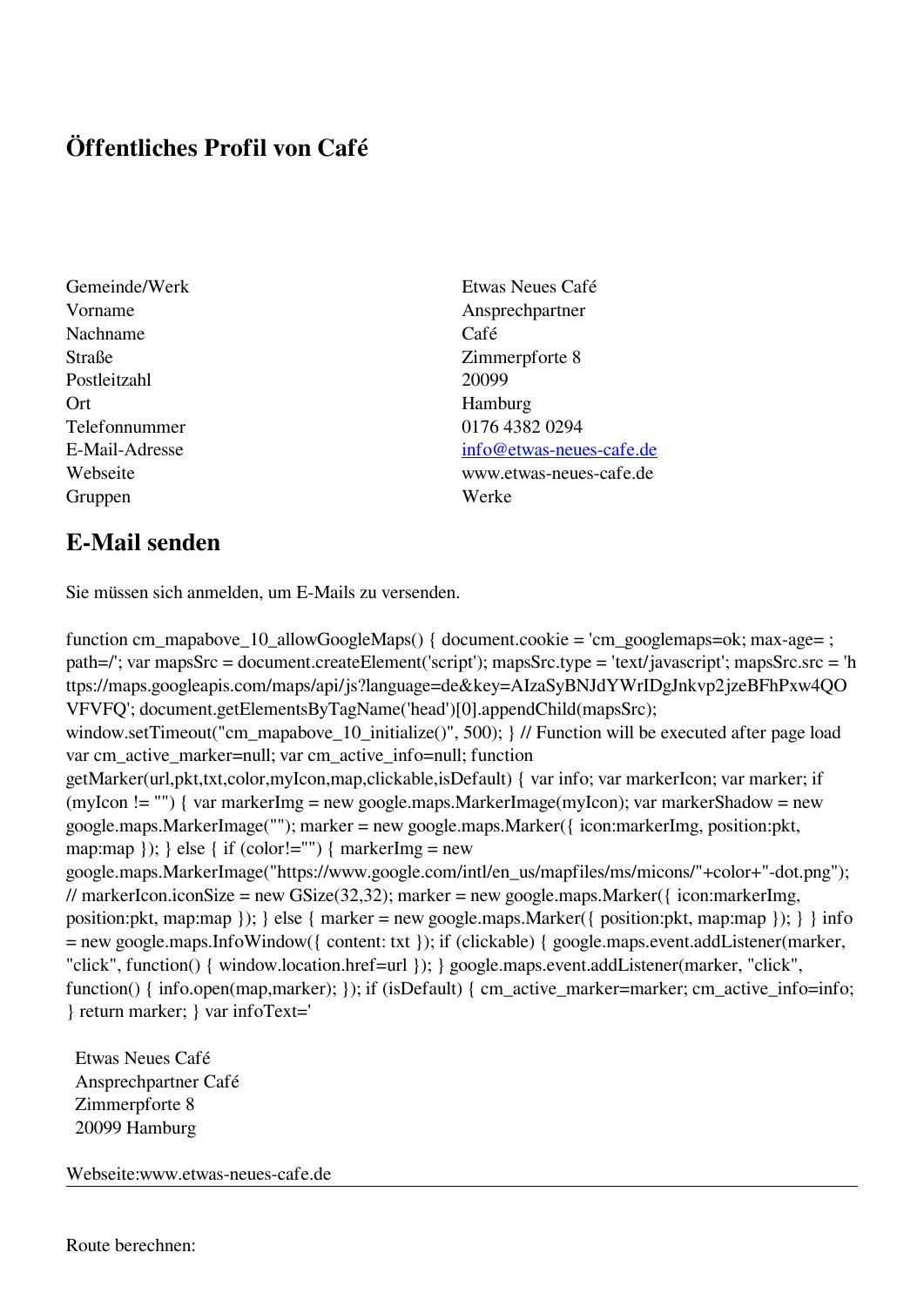## Öffentliches Profil von Café

| | |
|---|---|
| Gemeinde/Werk | Etwas Neues Café |
| Vorname | Ansprechpartner |
| Nachname | Café |
| Straße | Zimmerpforte 8 |
| Postleitzahl | 20099 |
| Ort | Hamburg |
| Telefonnummer | 0176 4382 0294 |
| E-Mail-Adresse | info@etwas-neues-cafe.de |
| Webseite | www.etwas-neues-cafe.de |
| Gruppen | Werke |

## E-Mail senden

Sie müssen sich anmelden, um E-Mails zu versenden.

function cm_mapabove_10_allowGoogleMaps() { document.cookie = 'cm_googlemaps=ok; max-age= ; path=/'; var mapsSrc = document.createElement('script'); mapsSrc.type = 'text/javascript'; mapsSrc.src = 'https://maps.googleapis.com/maps/api/js?language=de&key=AIzaSyBNJdYWrIDgJnkvp2jzeBFhPxw4QOVFVFQ'; document.getElementsByTagName('head')[0].appendChild(mapsSrc); window.setTimeout("cm_mapabove_10_initialize()", 500); } // Function will be executed after page load var cm_active_marker=null; var cm_active_info=null; function getMarker(url,pkt,txt,color,myIcon,map,clickable,isDefault) { var info; var markerIcon; var marker; if (myIcon != "") { var markerImg = new google.maps.MarkerImage(myIcon); var markerShadow = new google.maps.MarkerImage(""); marker = new google.maps.Marker({ icon:markerImg, position:pkt, map:map }); } else { if (color!="") { markerImg = new google.maps.MarkerImage("https://www.google.com/intl/en_us/mapfiles/ms/micons/"+color+"-dot.png"); // markerIcon.iconSize = new GSize(32,32); marker = new google.maps.Marker({ icon:markerImg, position:pkt, map:map }); } else { marker = new google.maps.Marker({ position:pkt, map:map }); } } info = new google.maps.InfoWindow({ content: txt }); if (clickable) { google.maps.event.addListener(marker, "click", function() { window.location.href=url }); } google.maps.event.addListener(marker, "click", function() { info.open(map,marker); }); if (isDefault) { cm_active_marker=marker; cm_active_info=info; } return marker; } var infoText='

Etwas Neues Café
Ansprechpartner Café
Zimmerpforte 8
20099 Hamburg

Webseite:www.etwas-neues-cafe.de

---

Route berechnen: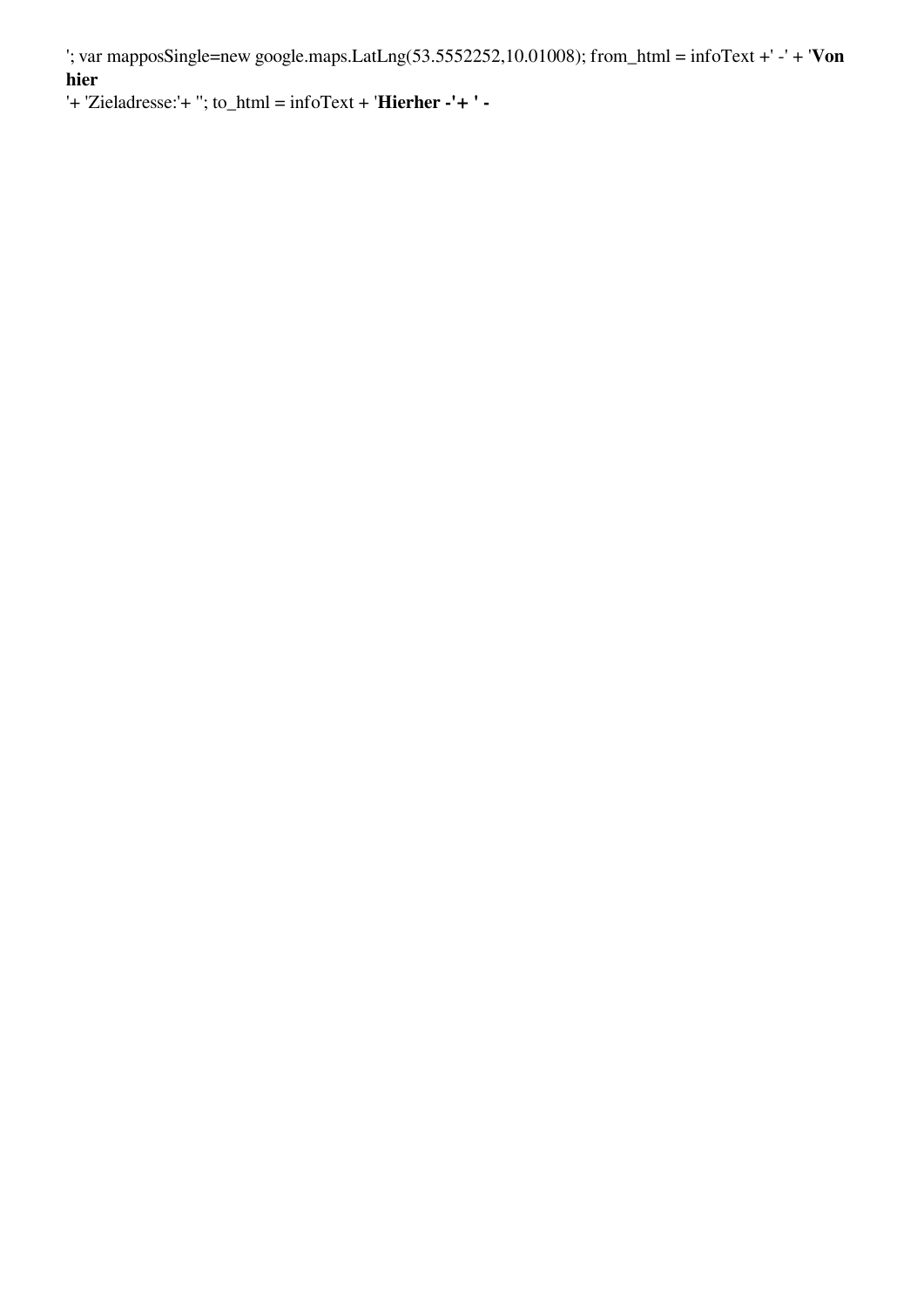'; var mapposSingle=new google.maps.LatLng(53.5552252,10.01008); from_html = infoText +' -' + '**Von hier**
'+ 'Zieladresse:'+ ''; to_html = infoText + '**Hierher -'+ ' -**